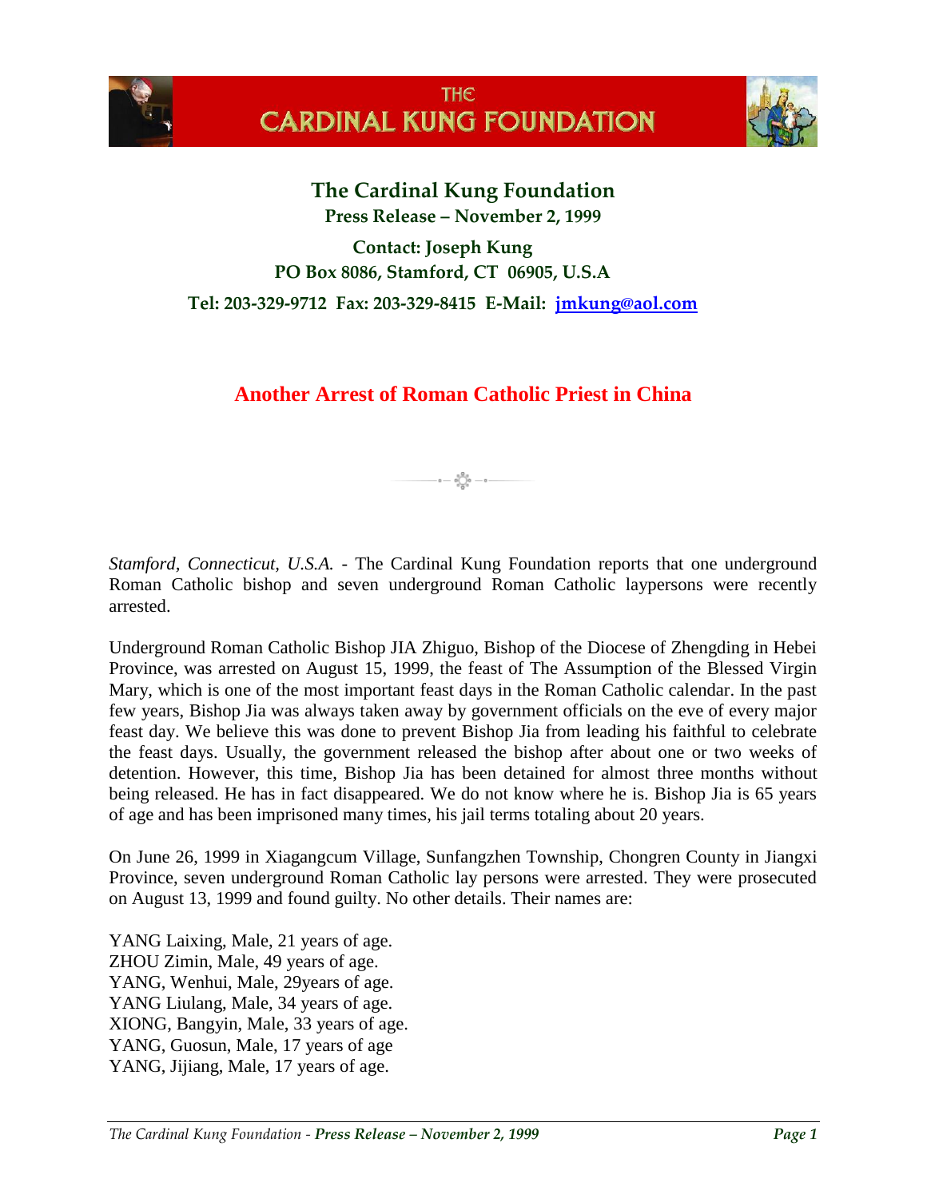# THE CARDINAL KUNG FOUNDATION

## The Cardinal Kung Foundation

**Press Release – November 2, 1999**

**Contact: Joseph Kung**
**PO Box 8086, Stamford, CT 06905, U.S.A**
**Tel: 203-329-9712 Fax: 203-329-8415 E-Mail: jmkung@aol.com**

## Another Arrest of Roman Catholic Priest in China

*Stamford, Connecticut, U.S.A.* - The Cardinal Kung Foundation reports that one underground Roman Catholic bishop and seven underground Roman Catholic laypersons were recently arrested.

Underground Roman Catholic Bishop JIA Zhiguo, Bishop of the Diocese of Zhengding in Hebei Province, was arrested on August 15, 1999, the feast of The Assumption of the Blessed Virgin Mary, which is one of the most important feast days in the Roman Catholic calendar. In the past few years, Bishop Jia was always taken away by government officials on the eve of every major feast day. We believe this was done to prevent Bishop Jia from leading his faithful to celebrate the feast days. Usually, the government released the bishop after about one or two weeks of detention. However, this time, Bishop Jia has been detained for almost three months without being released. He has in fact disappeared. We do not know where he is. Bishop Jia is 65 years of age and has been imprisoned many times, his jail terms totaling about 20 years.

On June 26, 1999 in Xiagangcum Village, Sunfangzhen Township, Chongren County in Jiangxi Province, seven underground Roman Catholic lay persons were arrested. They were prosecuted on August 13, 1999 and found guilty. No other details. Their names are:

YANG Laixing, Male, 21 years of age.
ZHOU Zimin, Male, 49 years of age.
YANG, Wenhui, Male, 29years of age.
YANG Liulang, Male, 34 years of age.
XIONG, Bangyin, Male, 33 years of age.
YANG, Guosun, Male, 17 years of age
YANG, Jijiang, Male, 17 years of age.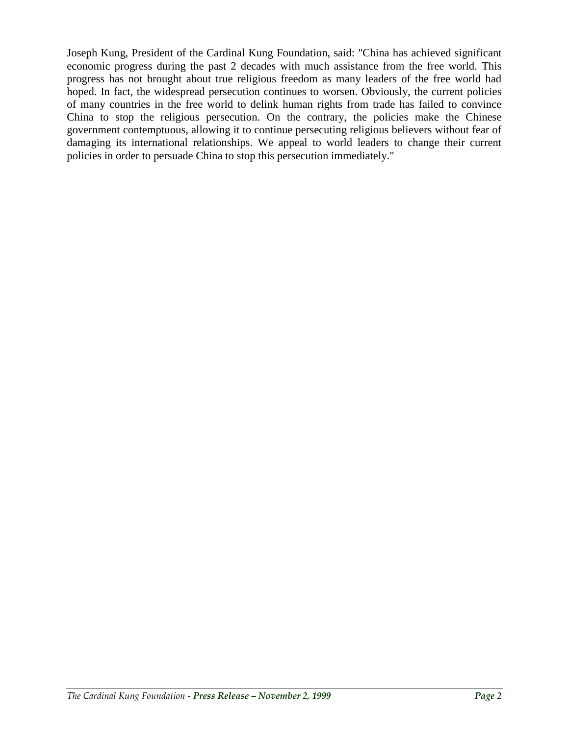Joseph Kung, President of the Cardinal Kung Foundation, said: "China has achieved significant economic progress during the past 2 decades with much assistance from the free world. This progress has not brought about true religious freedom as many leaders of the free world had hoped. In fact, the widespread persecution continues to worsen. Obviously, the current policies of many countries in the free world to delink human rights from trade has failed to convince China to stop the religious persecution. On the contrary, the policies make the Chinese government contemptuous, allowing it to continue persecuting religious believers without fear of damaging its international relationships. We appeal to world leaders to change their current policies in order to persuade China to stop this persecution immediately."